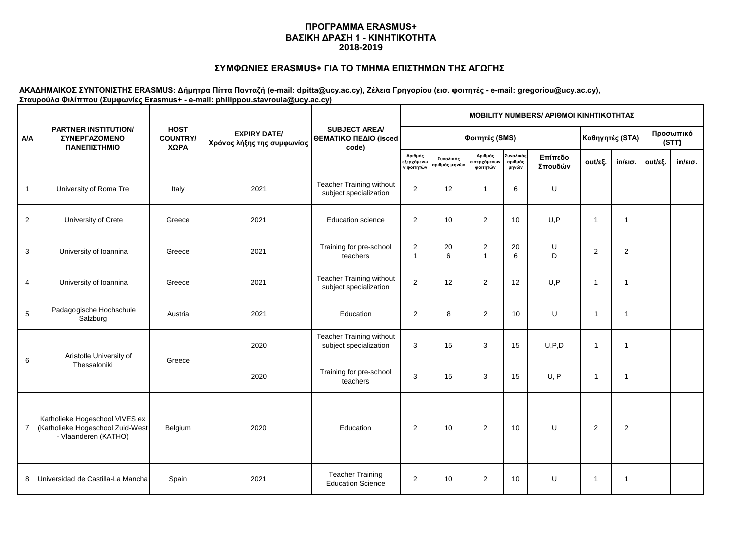# ΠΡΟΓΡΑΜΜΑ ERASMUS+
## ΒΑΣΙΚΗ ΔΡΑΣΗ 1 - ΚΙΝΗΤΙΚΟΤΗΤΑ
## 2018-2019

## ΣΥΜΦΩΝΙΕΣ ERASMUS+ ΓΙΑ ΤΟ ΤΜΗΜΑ ΕΠΙΣΤΗΜΩΝ ΤΗΣ ΑΓΩΓΗΣ

**ΑΚΑΔΗΜΑΙΚΟΣ ΣΥΝΤΟΝΙΣΤΗΣ ERASMUS: Δήμητρα Πίττα Πανταζή (e-mail: dpitta@ucy.ac.cy), Ζέλεια Γρηγορίου (εισ. φοιτητές - e-mail: gregoriou@ucy.ac.cy), Σταυρούλα Φιλίππου (Συμφωνίες Erasmus+ - e-mail: philippou.stavroula@ucy.ac.cy)**

| Α/Α | PARTNER INSTITUTION/ ΣΥΝΕΡΓΑΖΟΜΕΝΟ ΠΑΝΕΠΙΣΤΗΜΙΟ | HOST COUNTRY/ ΧΩΡΑ | EXPIRY DATE/ Χρόνος λήξης της συμφωνίας | SUBJECT AREA/ ΘΕΜΑΤΙΚΟ ΠΕΔΙΟ (isced code) | MOBILITY NUMBERS/ ΑΡΙΘΜΟΙ ΚΙΝΗΤΙΚΟΤΗΤΑΣ | | | | | | | | |
|---|---|---|---|---|---|---|---|---|---|---|---|---|---|
| | | | | | Φοιτητές (SMS) | | | | | Καθηγητές (STA) | | Προσωπικό (STT) | |
| | | | | | Αριθμός εξερχόμενων φοιτητών | Συνολικός αριθμός μηνών | Αριθμός εισερχόμενων φοιτητών | Συνολικός αριθμός μηνών | Επίπεδο Σπουδών | out/εξ. | in/εισ. | out/εξ. | in/εισ. |
| 1 | University of Roma Tre | Italy | 2021 | Teacher Training without subject specialization | 2 | 12 | 1 | 6 | U | | | | |
| 2 | University of Crete | Greece | 2021 | Education science | 2 | 10 | 2 | 10 | U,P | 1 | 1 | | |
| 3 | University of Ioannina | Greece | 2021 | Training for pre-school teachers | 2<br>1 | 20<br>6 | 2<br>1 | 20<br>6 | U<br>D | 2 | 2 | | |
| 4 | University of Ioannina | Greece | 2021 | Teacher Training without subject specialization | 2 | 12 | 2 | 12 | U,P | 1 | 1 | | |
| 5 | Padagogische Hochschule Salzburg | Austria | 2021 | Education | 2 | 8 | 2 | 10 | U | 1 | 1 | | |
| 6 | Aristotle University of Thessaloniki | Greece | 2020 | Teacher Training without subject specialization | 3 | 15 | 3 | 15 | U,P,D | 1 | 1 | | |
| | | | 2020 | Training for pre-school teachers | 3 | 15 | 3 | 15 | U, P | 1 | 1 | | |
| 7 | Katholieke Hogeschool VIVES ex (Katholieke Hogeschool Zuid-West - Vlaanderen (KATHO) | Belgium | 2020 | Education | 2 | 10 | 2 | 10 | U | 2 | 2 | | |
| 8 | Universidad de Castilla-La Mancha | Spain | 2021 | Teacher Training Education Science | 2 | 10 | 2 | 10 | U | 1 | 1 | | |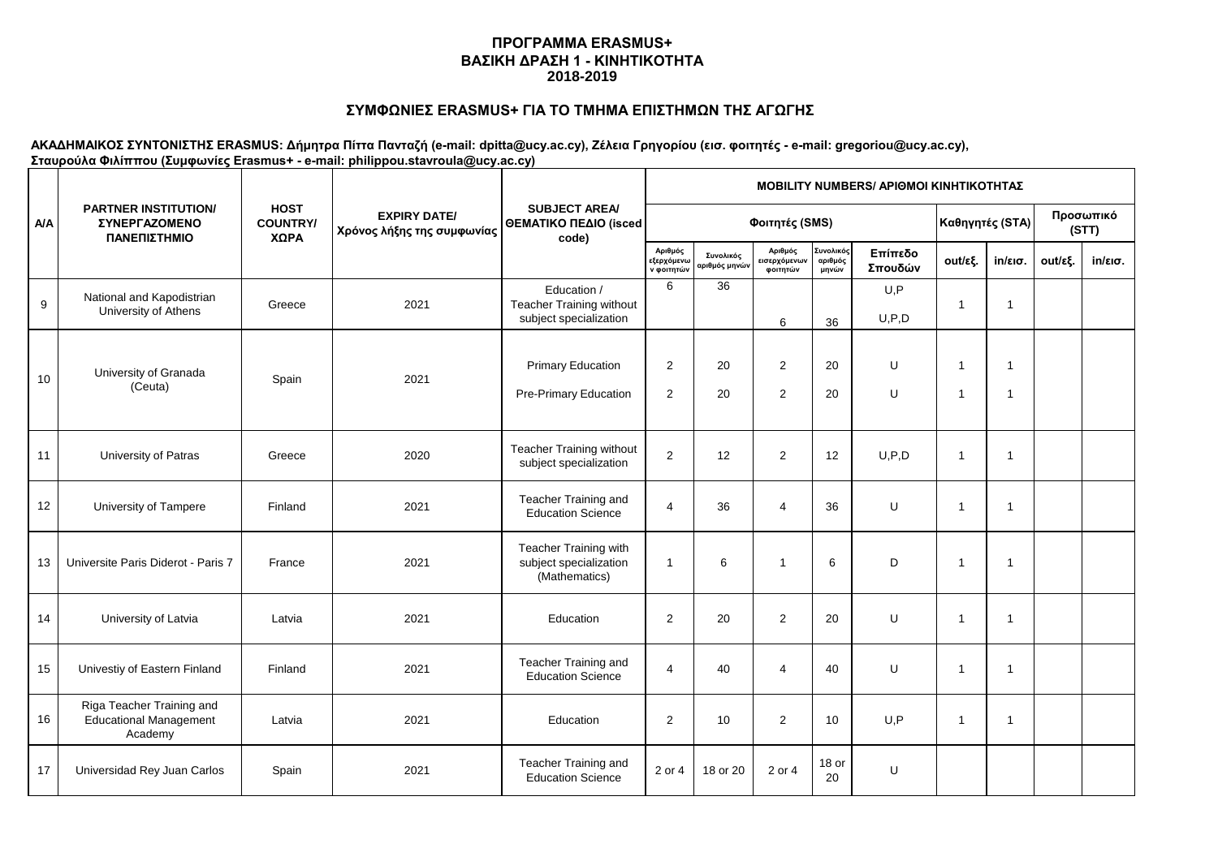**ΠΡΟΓΡΑΜΜΑ ERASMUS+**
**ΒΑΣΙΚΗ ΔΡΑΣΗ 1 - ΚΙΝΗΤΙΚΟΤΗΤΑ**
**2018-2019**

**ΣΥΜΦΩΝΙΕΣ ERASMUS+ ΓΙΑ ΤΟ ΤΜΗΜΑ ΕΠΙΣΤΗΜΩΝ ΤΗΣ ΑΓΩΓΗΣ**

**ΑΚΑΔΗΜΑΙΚΟΣ ΣΥΝΤΟΝΙΣΤΗΣ ERASMUS: Δήμητρα Πίττα Πανταζή (e-mail: dpitta@ucy.ac.cy), Ζέλεια Γρηγορίου (εισ. φοιτητές - e-mail: gregoriou@ucy.ac.cy), Σταυρούλα Φιλίππου (Συμφωνίες Erasmus+ - e-mail: philippou.stavroula@ucy.ac.cy)**

| A/A | PARTNER INSTITUTION/ ΣΥΝΕΡΓΑΖΟΜΕΝΟ ΠΑΝΕΠΙΣΤΗΜΙΟ | HOST COUNTRY/ ΧΩΡΑ | EXPIRY DATE/ Χρόνος λήξης της συμφωνίας | SUBJECT AREA/ ΘΕΜΑΤΙΚΟ ΠΕΔΙΟ (isced code) | MOBILITY NUMBERS/ ΑΡΙΘΜΟΙ ΚΙΝΗΤΙΚΟΤΗΤΑΣ | | | | | | | | |
|---|---|---|---|---|---|---|---|---|---|---|---|---|---|
| | | | | | Φοιτητές (SMS) | | | | | Καθηγητές (STA) | | Προσωπικό (STT) | |
| | | | | | Αριθμός εξερχόμενων φοιτητών | Συνολικός αριθμός μηνών | Αριθμός εισερχόμενων φοιτητών | Συνολικός αριθμός μηνών | Επίπεδο Σπουδών | out/εξ. | in/εισ. | out/εξ. | in/εισ. |
| 9 | National and Kapodistrian University of Athens | Greece | 2021 | Education / Teacher Training without subject specialization | 6 | 36 | 6 | 36 | U,P<br>U,P,D | 1 | 1 | | |
| 10 | University of Granada (Ceuta) | Spain | 2021 | Primary Education<br>Pre-Primary Education | 2<br>2 | 20<br>20 | 2<br>2 | 20<br>20 | U<br>U | 1<br>1 | 1<br>1 | | |
| 11 | University of Patras | Greece | 2020 | Teacher Training without subject specialization | 2 | 12 | 2 | 12 | U,P,D | 1 | 1 | | |
| 12 | University of Tampere | Finland | 2021 | Teacher Training and Education Science | 4 | 36 | 4 | 36 | U | 1 | 1 | | |
| 13 | Universite Paris Diderot - Paris 7 | France | 2021 | Teacher Training with subject specialization (Mathematics) | 1 | 6 | 1 | 6 | D | 1 | 1 | | |
| 14 | University of Latvia | Latvia | 2021 | Education | 2 | 20 | 2 | 20 | U | 1 | 1 | | |
| 15 | Univestiy of Eastern Finland | Finland | 2021 | Teacher Training and Education Science | 4 | 40 | 4 | 40 | U | 1 | 1 | | |
| 16 | Riga Teacher Training and Educational Management Academy | Latvia | 2021 | Education | 2 | 10 | 2 | 10 | U,P | 1 | 1 | | |
| 17 | Universidad Rey Juan Carlos | Spain | 2021 | Teacher Training and Education Science | 2 or 4 | 18 or 20 | 2 or 4 | 18 or 20 | U | | | | |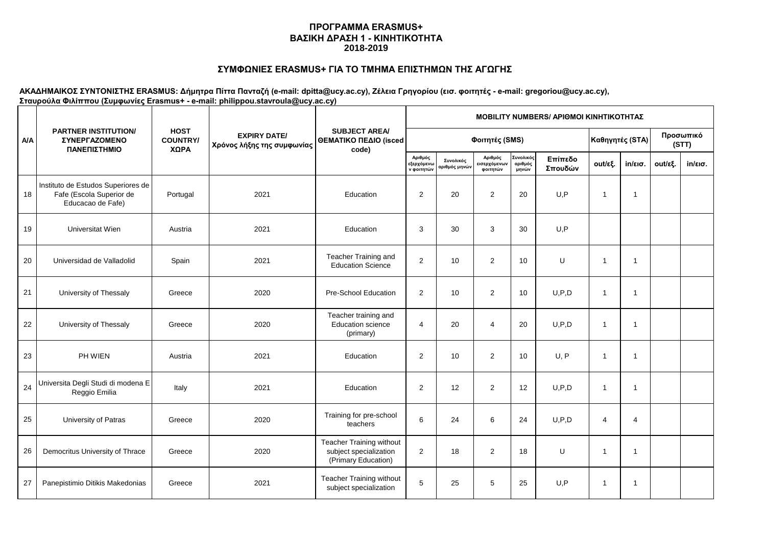# ΠΡΟΓΡΑΜΜΑ ERASMUS+
## ΒΑΣΙΚΗ ΔΡΑΣΗ 1 - ΚΙΝΗΤΙΚΟΤΗΤΑ
## 2018-2019

## ΣΥΜΦΩΝΙΕΣ ERASMUS+ ΓΙΑ ΤΟ ΤΜΗΜΑ ΕΠΙΣΤΗΜΩΝ ΤΗΣ ΑΓΩΓΗΣ

**ΑΚΑΔΗΜΑΙΚΟΣ ΣΥΝΤΟΝΙΣΤΗΣ ERASMUS: Δήμητρα Πίττα Πανταζή (e-mail: dpitta@ucy.ac.cy), Ζέλεια Γρηγορίου (εισ. φοιτητές - e-mail: gregoriou@ucy.ac.cy), Σταυρούλα Φιλίππου (Συμφωνίες Erasmus+ - e-mail: philippou.stavroula@ucy.ac.cy)**

| Α/Α | PARTNER INSTITUTION/ ΣΥΝΕΡΓΑΖΟΜΕΝΟ ΠΑΝΕΠΙΣΤΗΜΙΟ | HOST COUNTRY/ ΧΩΡΑ | EXPIRY DATE/ Χρόνος λήξης της συμφωνίας | SUBJECT AREA/ ΘΕΜΑΤΙΚΟ ΠΕΔΙΟ (isced code) | MOBILITY NUMBERS/ ΑΡΙΘΜΟΙ ΚΙΝΗΤΙΚΟΤΗΤΑΣ | | | | | | | | |
|---|---|---|---|---|---|---|---|---|---|---|---|---|---|
| | | | | | Φοιτητές (SMS) | | | | | Καθηγητές (STA) | | Προσωπικό (STT) | |
| | | | | | Αριθμός εξερχόμενων φοιτητών | Συνολικός αριθμός μηνών | Αριθμός εισερχόμενων φοιτητών | Συνολικός αριθμός μηνών | Επίπεδο Σπουδών | out/εξ. | in/εισ. | out/εξ. | in/εισ. |
| 18 | Instituto de Estudos Superiores de Fafe (Escola Superior de Educacao de Fafe) | Portugal | 2021 | Education | 2 | 20 | 2 | 20 | U,P | 1 | 1 | | |
| 19 | Universitat Wien | Austria | 2021 | Education | 3 | 30 | 3 | 30 | U,P | | | | |
| 20 | Universidad de Valladolid | Spain | 2021 | Teacher Training and Education Science | 2 | 10 | 2 | 10 | U | 1 | 1 | | |
| 21 | University of Thessaly | Greece | 2020 | Pre-School Education | 2 | 10 | 2 | 10 | U,P,D | 1 | 1 | | |
| 22 | University of Thessaly | Greece | 2020 | Teacher training and Education science (primary) | 4 | 20 | 4 | 20 | U,P,D | 1 | 1 | | |
| 23 | PH WIEN | Austria | 2021 | Education | 2 | 10 | 2 | 10 | U, P | 1 | 1 | | |
| 24 | Universita Degli Studi di modena E Reggio Emilia | Italy | 2021 | Education | 2 | 12 | 2 | 12 | U,P,D | 1 | 1 | | |
| 25 | University of Patras | Greece | 2020 | Training for pre-school teachers | 6 | 24 | 6 | 24 | U,P,D | 4 | 4 | | |
| 26 | Democritus University of Thrace | Greece | 2020 | Teacher Training without subject specialization (Primary Education) | 2 | 18 | 2 | 18 | U | 1 | 1 | | |
| 27 | Panepistimio Ditikis Makedonias | Greece | 2021 | Teacher Training without subject specialization | 5 | 25 | 5 | 25 | U,P | 1 | 1 | | |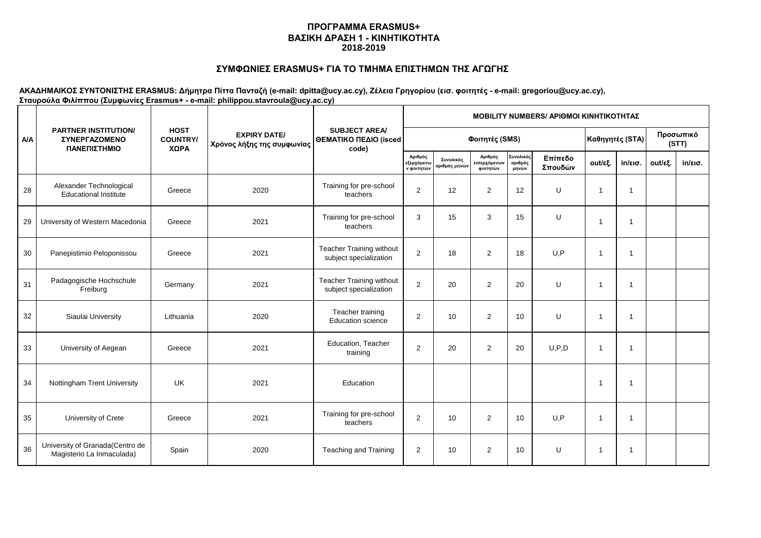## ΠΡΟΓΡΑΜΜΑ ERASMUS+
## ΒΑΣΙΚΗ ΔΡΑΣΗ 1 - ΚΙΝΗΤΙΚΟΤΗΤΑ
## 2018-2019

### ΣΥΜΦΩΝΙΕΣ ERASMUS+ ΓΙΑ ΤΟ ΤΜΗΜΑ ΕΠΙΣΤΗΜΩΝ ΤΗΣ ΑΓΩΓΗΣ

**ΑΚΑΔΗΜΑΙΚΟΣ ΣΥΝΤΟΝΙΣΤΗΣ ERASMUS: Δήμητρα Πίττα Πανταζή (e-mail: dpitta@ucy.ac.cy), Ζέλεια Γρηγορίου (εισ. φοιτητές - e-mail: gregoriou@ucy.ac.cy), Σταυρούλα Φιλίππου (Συμφωνίες Erasmus+ - e-mail: philippou.stavroula@ucy.ac.cy)**

| Α/Α | PARTNER INSTITUTION/ ΣΥΝΕΡΓΑΖΟΜΕΝΟ ΠΑΝΕΠΙΣΤΗΜΙΟ | HOST COUNTRY/ ΧΩΡΑ | EXPIRY DATE/ Χρόνος λήξης της συμφωνίας | SUBJECT AREA/ ΘΕΜΑΤΙΚΟ ΠΕΔΙΟ (isced code) | MOBILITY NUMBERS/ ΑΡΙΘΜΟΙ ΚΙΝΗΤΙΚΟΤΗΤΑΣ | | | | | | | | |
|---|---|---|---|---|---|---|---|---|---|---|---|---|---|
| | | | | | Φοιτητές (SMS) | | | | | Καθηγητές (STA) | | Προσωπικό (STT) | |
| | | | | | Αριθμός εξερχόμενων φοιτητών | Συνολικός αριθμός μηνών | Αριθμός εισερχόμενων φοιτητών | Συνολικός αριθμός μηνών | Επίπεδο Σπουδών | out/εξ. | in/εισ. | out/εξ. | in/εισ. |
| 28 | Alexander Technological Educational Institute | Greece | 2020 | Training for pre-school teachers | 2 | 12 | 2 | 12 | U | 1 | 1 | | |
| 29 | University of Western Macedonia | Greece | 2021 | Training for pre-school teachers | 3 | 15 | 3 | 15 | U | 1 | 1 | | |
| 30 | Panepistimio Peloponissou | Greece | 2021 | Teacher Training without subject specialization | 2 | 18 | 2 | 18 | U,P | 1 | 1 | | |
| 31 | Padagogische Hochschule Freiburg | Germany | 2021 | Teacher Training without subject specialization | 2 | 20 | 2 | 20 | U | 1 | 1 | | |
| 32 | Siaulai University | Lithuania | 2020 | Teacher training Education science | 2 | 10 | 2 | 10 | U | 1 | 1 | | |
| 33 | University of Aegean | Greece | 2021 | Education, Teacher training | 2 | 20 | 2 | 20 | U,P,D | 1 | 1 | | |
| 34 | Nottingham Trent University | UK | 2021 | Education | | | | | | 1 | 1 | | |
| 35 | University of Crete | Greece | 2021 | Training for pre-school teachers | 2 | 10 | 2 | 10 | U,P | 1 | 1 | | |
| 36 | University of Granada(Centro de Magisterio La Inmaculada) | Spain | 2020 | Teaching and Training | 2 | 10 | 2 | 10 | U | 1 | 1 | | |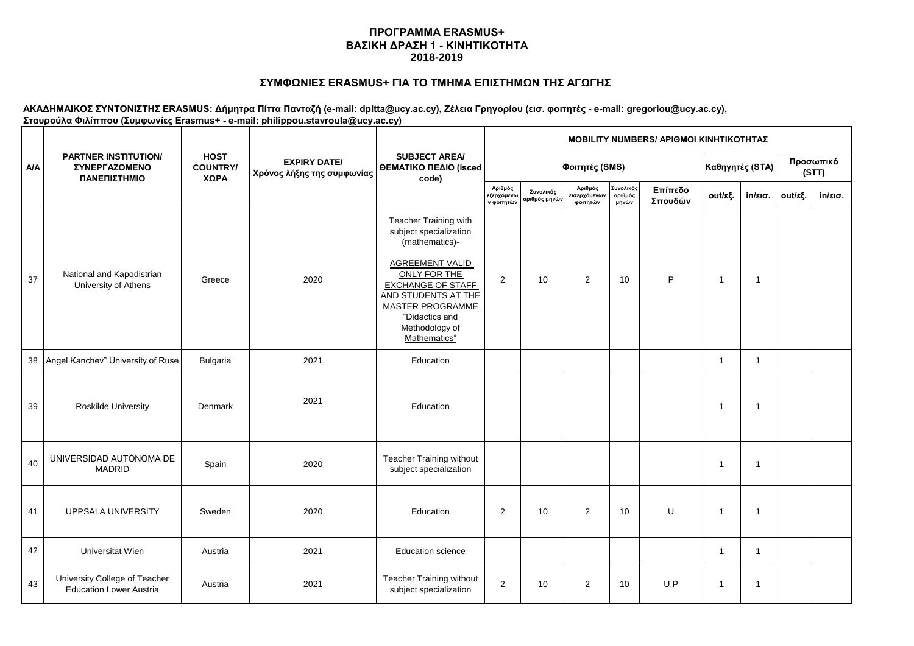# ΠΡΟΓΡΑΜΜΑ ERASMUS+
# ΒΑΣΙΚΗ ΔΡΑΣΗ 1 - ΚΙΝΗΤΙΚΟΤΗΤΑ
# 2018-2019

## ΣΥΜΦΩΝΙΕΣ ERASMUS+ ΓΙΑ ΤΟ ΤΜΗΜΑ ΕΠΙΣΤΗΜΩΝ ΤΗΣ ΑΓΩΓΗΣ

**ΑΚΑΔΗΜΑΙΚΟΣ ΣΥΝΤΟΝΙΣΤΗΣ ERASMUS: Δήμητρα Πίττα Πανταζή (e-mail: dpitta@ucy.ac.cy), Ζέλεια Γρηγορίου (εισ. φοιτητές - e-mail: gregoriou@ucy.ac.cy), Σταυρούλα Φιλίππου (Συμφωνίες Erasmus+ - e-mail: philippou.stavroula@ucy.ac.cy)**

| Α/Α | PARTNER INSTITUTION/ ΣΥΝΕΡΓΑΖΟΜΕΝΟ ΠΑΝΕΠΙΣΤΗΜΙΟ | HOST COUNTRY/ ΧΩΡΑ | EXPIRY DATE/ Χρόνος λήξης της συμφωνίας | SUBJECT AREA/ ΘΕΜΑΤΙΚΟ ΠΕΔΙΟ (isced code) | MOBILITY NUMBERS/ ΑΡΙΘΜΟΙ ΚΙΝΗΤΙΚΟΤΗΤΑΣ | | | | | | | | |
|---|---|---|---|---|---|---|---|---|---|---|---|---|---|
| | | | | | Φοιτητές (SMS) | | | | | Καθηγητές (STA) | | Προσωπικό (STT) | |
| | | | | | Αριθμός εξερχόμενων φοιτητών | Συνολικός αριθμός μηνών | Αριθμός εισερχόμενων φοιτητών | Συνολικός αριθμός μηνών | Επίπεδο Σπουδών | out/εξ. | in/εισ. | out/εξ. | in/εισ. |
| 37 | National and Kapodistrian University of Athens | Greece | 2020 | Teacher Training with subject specialization (mathematics)- AGREEMENT VALID ONLY FOR THE EXCHANGE OF STAFF AND STUDENTS AT THE MASTER PROGRAMME "Didactics and Methodology of Mathematics" | 2 | 10 | 2 | 10 | P | 1 | 1 | | |
| 38 | Angel Kanchev" University of Ruse | Bulgaria | 2021 | Education | | | | | | 1 | 1 | | |
| 39 | Roskilde University | Denmark | 2021 | Education | | | | | | 1 | 1 | | |
| 40 | UNIVERSIDAD AUTÓNOMA DE MADRID | Spain | 2020 | Teacher Training without subject specialization | | | | | | 1 | 1 | | |
| 41 | UPPSALA UNIVERSITY | Sweden | 2020 | Education | 2 | 10 | 2 | 10 | U | 1 | 1 | | |
| 42 | Universitat Wien | Austria | 2021 | Education science | | | | | | 1 | 1 | | |
| 43 | University College of Teacher Education Lower Austria | Austria | 2021 | Teacher Training without subject specialization | 2 | 10 | 2 | 10 | U,P | 1 | 1 | | |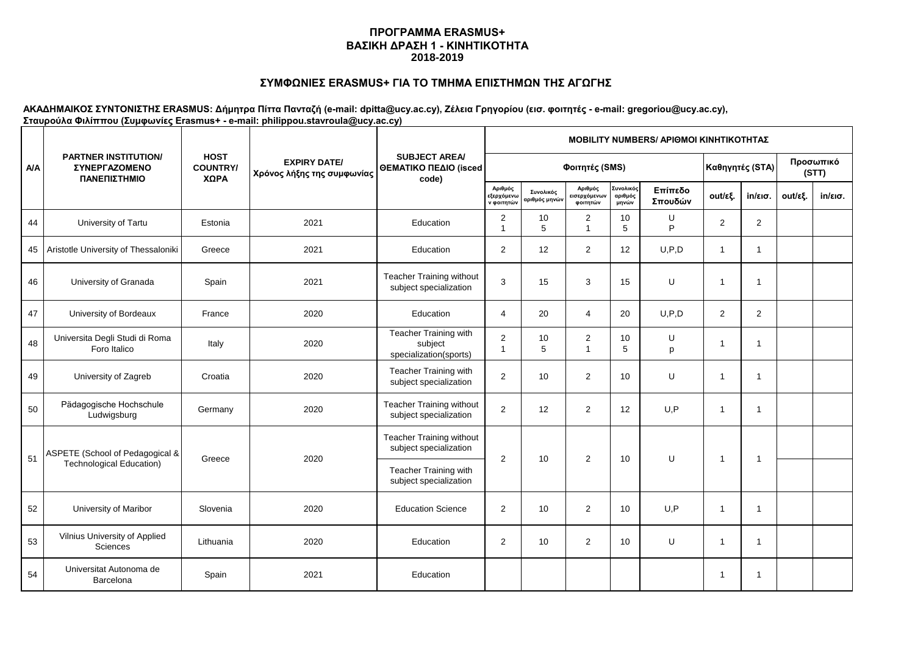## ΠΡΟΓΡΑΜΜΑ ERASMUS+
## ΒΑΣΙΚΗ ΔΡΑΣΗ 1 - ΚΙΝΗΤΙΚΟΤΗΤΑ
## 2018-2019

### ΣΥΜΦΩΝΙΕΣ ERASMUS+ ΓΙΑ ΤΟ ΤΜΗΜΑ ΕΠΙΣΤΗΜΩΝ ΤΗΣ ΑΓΩΓΗΣ

**ΑΚΑΔΗΜΑΙΚΟΣ ΣΥΝΤΟΝΙΣΤΗΣ ERASMUS: Δήμητρα Πίττα Πανταζή (e-mail: dpitta@ucy.ac.cy), Ζέλεια Γρηγορίου (εισ. φοιτητές - e-mail: gregoriou@ucy.ac.cy), Σταυρούλα Φιλίππου (Συμφωνίες Erasmus+ - e-mail: philippou.stavroula@ucy.ac.cy)**

| A/A | PARTNER INSTITUTION/ ΣΥΝΕΡΓΑΖΟΜΕΝΟ ΠΑΝΕΠΙΣΤΗΜΙΟ | HOST COUNTRY/ ΧΩΡΑ | EXPIRY DATE/ Χρόνος λήξης της συμφωνίας | SUBJECT AREA/ ΘΕΜΑΤΙΚΟ ΠΕΔΙΟ (isced code) | MOBILITY NUMBERS/ ΑΡΙΘΜΟΙ ΚΙΝΗΤΙΚΟΤΗΤΑΣ | | | | | | | | |
|---|---|---|---|---|---|---|---|---|---|---|---|---|---|
| | | | | | Φοιτητές (SMS) | | | | | Καθηγητές (STA) | | Προσωπικό (STT) | |
| | | | | | Αριθμός εξερχόμενων φοιτητών | Συνολικός αριθμός μηνών | Αριθμός εισερχόμενων φοιτητών | Συνολικός αριθμός μηνών | Επίπεδο Σπουδών | out/εξ. | in/εισ. | out/εξ. | in/εισ. |
| 44 | University of Tartu | Estonia | 2021 | Education | 2<br>1 | 10<br>5 | 2<br>1 | 10<br>5 | U<br>P | 2 | 2 | | |
| 45 | Aristotle University of Thessaloniki | Greece | 2021 | Education | 2 | 12 | 2 | 12 | U,P,D | 1 | 1 | | |
| 46 | University of Granada | Spain | 2021 | Teacher Training without subject specialization | 3 | 15 | 3 | 15 | U | 1 | 1 | | |
| 47 | University of Bordeaux | France | 2020 | Education | 4 | 20 | 4 | 20 | U,P,D | 2 | 2 | | |
| 48 | Universita Degli Studi di Roma Foro Italico | Italy | 2020 | Teacher Training with subject specialization(sports) | 2<br>1 | 10<br>5 | 2<br>1 | 10<br>5 | U<br>p | 1 | 1 | | |
| 49 | University of Zagreb | Croatia | 2020 | Teacher Training with subject specialization | 2 | 10 | 2 | 10 | U | 1 | 1 | | |
| 50 | Pädagogische Hochschule Ludwigsburg | Germany | 2020 | Teacher Training without subject specialization | 2 | 12 | 2 | 12 | U,P | 1 | 1 | | |
| 51 | ASPETE (School of Pedagogical & Technological Education) | Greece | 2020 | Teacher Training without subject specialization<br>Teacher Training with subject specialization | 2 | 10 | 2 | 10 | U | 1 | 1 | | |
| 52 | University of Maribor | Slovenia | 2020 | Education Science | 2 | 10 | 2 | 10 | U,P | 1 | 1 | | |
| 53 | Vilnius University of Applied Sciences | Lithuania | 2020 | Education | 2 | 10 | 2 | 10 | U | 1 | 1 | | |
| 54 | Universitat Autonoma de Barcelona | Spain | 2021 | Education | | | | | | 1 | 1 | | |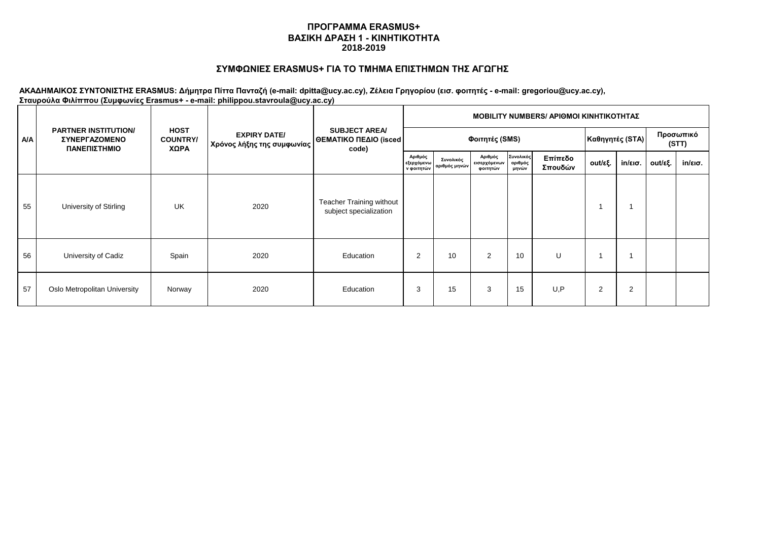# ΠΡΟΓΡΑΜΜΑ ERASMUS+
# ΒΑΣΙΚΗ ΔΡΑΣΗ 1 - ΚΙΝΗΤΙΚΟΤΗΤΑ
# 2018-2019

## ΣΥΜΦΩΝΙΕΣ ERASMUS+ ΓΙΑ ΤΟ ΤΜΗΜΑ ΕΠΙΣΤΗΜΩΝ ΤΗΣ ΑΓΩΓΗΣ

**ΑΚΑΔΗΜΑΙΚΟΣ ΣΥΝΤΟΝΙΣΤΗΣ ERASMUS: Δήμητρα Πίττα Πανταζή (e-mail: dpitta@ucy.ac.cy), Ζέλεια Γρηγορίου (εισ. φοιτητές - e-mail: gregoriou@ucy.ac.cy), Σταυρούλα Φιλίππου (Συμφωνίες Erasmus+ - e-mail: philippou.stavroula@ucy.ac.cy)**

| Α/Α | PARTNER INSTITUTION/ ΣΥΝΕΡΓΑΖΟΜΕΝΟ ΠΑΝΕΠΙΣΤΗΜΙΟ | HOST COUNTRY/ ΧΩΡΑ | EXPIRY DATE/ Χρόνος λήξης της συμφωνίας | SUBJECT AREA/ ΘΕΜΑΤΙΚΟ ΠΕΔΙΟ (isced code) | MOBILITY NUMBERS/ ΑΡΙΘΜΟΙ ΚΙΝΗΤΙΚΟΤΗΤΑΣ | | | | | | | | |
|---|---|---|---|---|---|---|---|---|---|---|---|---|---|
| | | | | | Φοιτητές (SMS) | | | | | Καθηγητές (STA) | | Προσωπικό (STT) | |
| | | | | | Αριθμός εξερχόμενων φοιτητών | Συνολικός αριθμός μηνών | Αριθμός εισερχόμενων φοιτητών | Συνολικός αριθμός μηνών | Επίπεδο Σπουδών | out/εξ. | in/εισ. | out/εξ. | in/εισ. |
| 55 | University of Stirling | UK | 2020 | Teacher Training without subject specialization | | | | | | 1 | 1 | | |
| 56 | University of Cadiz | Spain | 2020 | Education | 2 | 10 | 2 | 10 | U | 1 | 1 | | |
| 57 | Oslo Metropolitan University | Norway | 2020 | Education | 3 | 15 | 3 | 15 | U,P | 2 | 2 | | |